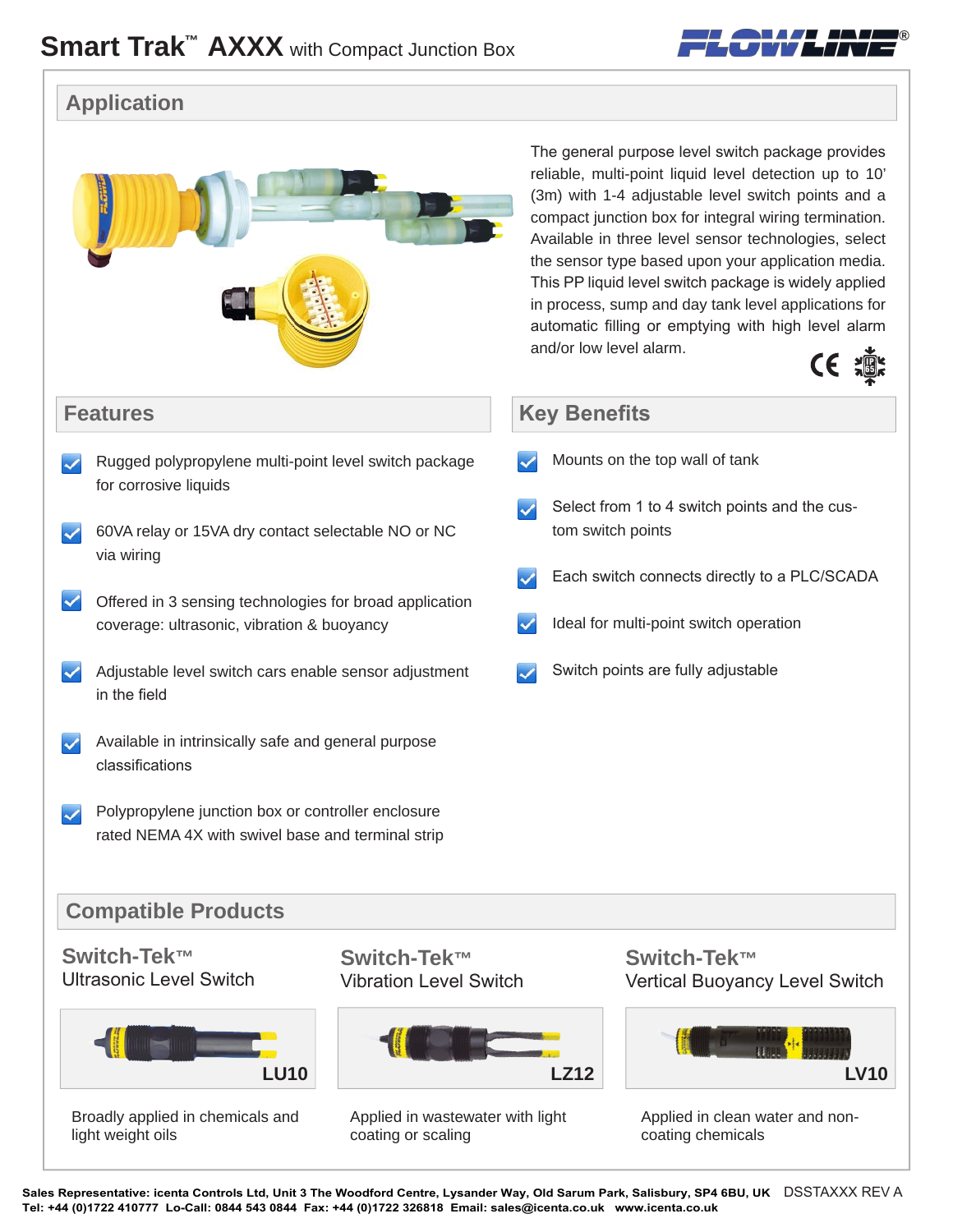# Smart Trak™ AXXX with Compact Junction Box

## Application

The general purpose level switch package provides reliable, multi-point liquid level detection up to 10' (3m) with 1-4 adjustable level switch points and a compact junction box for integral wiring termination. Available in three level sensor technologies, select the sensor type based upon your application media. This PP liquid level switch package is widely applied in process, sump and day tank level applications for automatic filling or emptying with high level alarm and/or low level alarm.

## Features

- Rugged polypropylene multi-point level switch package for corrosive liquids
- 60VA relay or 15VA dry contact selectable NO or NC via wiring
- Offered in 3 sensing technologies for broad application coverage: ultrasonic, vibration & buoyancy
- Adjustable level switch cars enable sensor adjustment in the field
- Available in intrinsically safe and general purpose classifications
- Polypropylene junction box or controller enclosure rated NEMA 4X with swivel base and terminal strip

## Key Benefits

- Mounts on the top wall of tank
- Select from 1 to 4 switch points and the custom switch points
- Each switch connects directly to a PLC/SCADA
- Ideal for multi-point switch operation
- Switch points are fully adjustable

## Compatible Products

### Switch-Tek™ Ultrasonic Level Switch

LU10

Broadly applied in chemicals and light weight oils

### Switch-Tek™ Vibration Level Switch

LZ12

Applied in wastewater with light coating or scaling

### Switch-Tek™ Vertical Buoyancy Level Switch

LV10

Applied in clean water and non-coating chemicals

**Sales Representative: icenta Controls Ltd, Unit 3 The Woodford Centre, Lysander Way, Old Sarum Park, Salisbury, SP4 6BU, UK** DSSTAXXX REV A
**Tel: +44 (0)1722 410777 Lo-Call: 0844 543 0844 Fax: +44 (0)1722 326818 Email: sales@icenta.co.uk www.icenta.co.uk**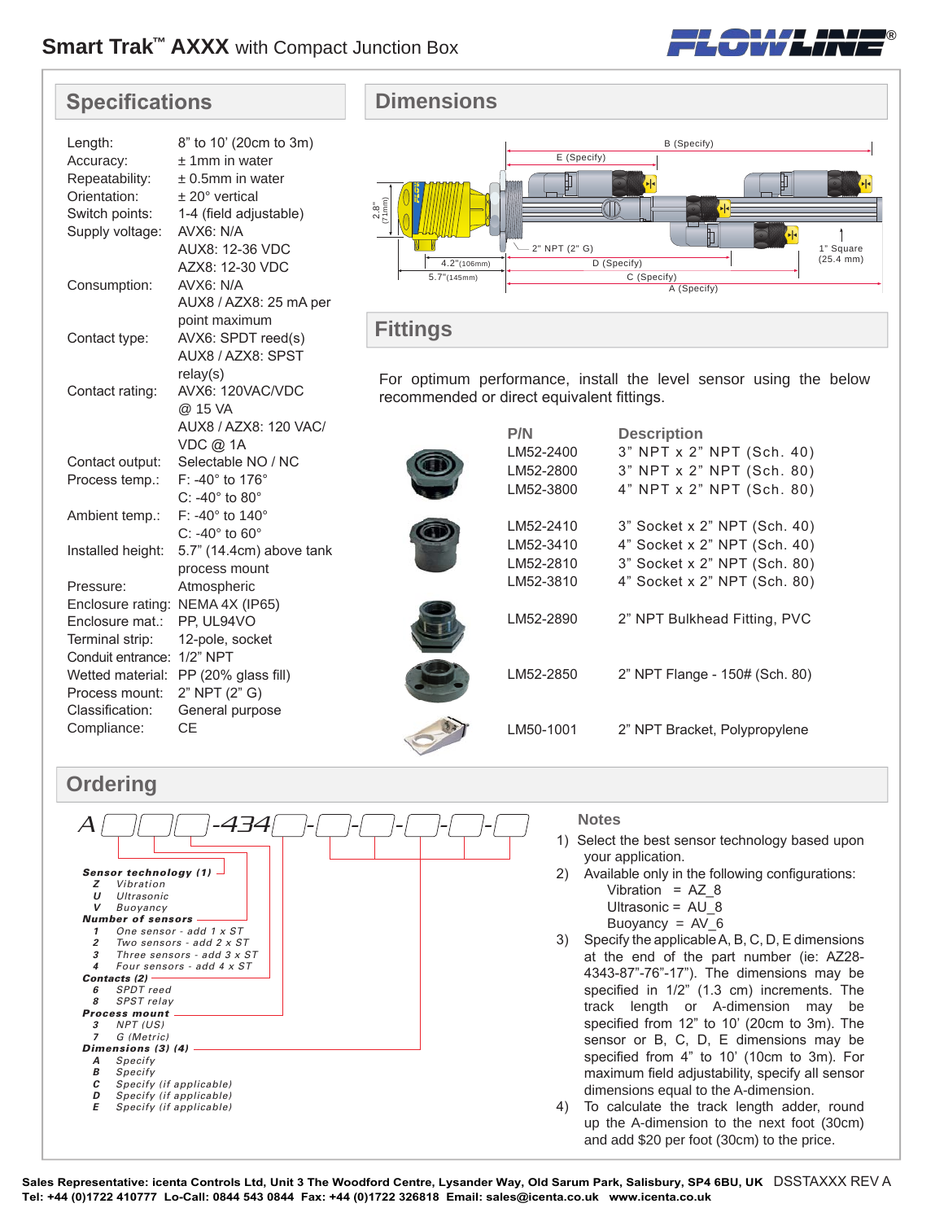# Smart Trak™ AXXX with Compact Junction Box

## Specifications

| | |
|---|---|
| Length: | 8" to 10' (20cm to 3m) |
| Accuracy: | ± 1mm in water |
| Repeatability: | ± 0.5mm in water |
| Orientation: | ± 20° vertical |
| Switch points: | 1-4 (field adjustable) |
| Supply voltage: | AVX6: N/A<br>AUX8: 12-36 VDC<br>AZX8: 12-30 VDC |
| Consumption: | AVX6: N/A<br>AUX8 / AZX8: 25 mA per point maximum |
| Contact type: | AVX6: SPDT reed(s)<br>AUX8 / AZX8: SPST relay(s) |
| Contact rating: | AVX6: 120VAC/VDC @ 15 VA<br>AUX8 / AZX8: 120 VAC/ VDC @ 1A |
| Contact output: | Selectable NO / NC |
| Process temp.: | F: -40° to 176°<br>C: -40° to 80° |
| Ambient temp.: | F: -40° to 140°<br>C: -40° to 60° |
| Installed height: | 5.7" (14.4cm) above tank process mount |
| Pressure: | Atmospheric |
| Enclosure rating: | NEMA 4X (IP65) |
| Enclosure mat.: | PP, UL94VO |
| Terminal strip: | 12-pole, socket |
| Conduit entrance: | 1/2" NPT |
| Wetted material: | PP (20% glass fill) |
| Process mount: | 2" NPT (2" G) |
| Classification: | General purpose |
| Compliance: | CE |

## Dimensions

B (Specify)
E (Specify)
2.8" (71mm)
2" NPT (2" G)
4.2" (106mm)
5.7" (145mm)
D (Specify)
C (Specify)
A (Specify)
1" Square (25.4 mm)

## Fittings

For optimum performance, install the level sensor using the below recommended or direct equivalent fittings.

| P/N | Description |
|---|---|
| LM52-2400 | 3" NPT x 2" NPT (Sch. 40) |
| LM52-2800 | 3" NPT x 2" NPT (Sch. 80) |
| LM52-3800 | 4" NPT x 2" NPT (Sch. 80) |
| LM52-2410 | 3" Socket x 2" NPT (Sch. 40) |
| LM52-3410 | 4" Socket x 2" NPT (Sch. 40) |
| LM52-2810 | 3" Socket x 2" NPT (Sch. 80) |
| LM52-3810 | 4" Socket x 2" NPT (Sch. 80) |
| LM52-2890 | 2" NPT Bulkhead Fitting, PVC |
| LM52-2850 | 2" NPT Flange - 150# (Sch. 80) |
| LM50-1001 | 2" NPT Bracket, Polypropylene |

## Ordering

A [ ] [ ] [ ] -434 [ ] - [ ] - [ ] - [ ] - [ ] - [ ]

***Sensor technology (1)***
- *Z* Vibration
- *U* Ultrasonic
- *V* Buoyancy

***Number of sensors***
- *1* One sensor - add 1 x ST
- *2* Two sensors - add 2 x ST
- *3* Three sensors - add 3 x ST
- *4* Four sensors - add 4 x ST

***Contacts (2)***
- *6* SPDT reed
- *8* SPST relay

***Process mount***
- *3* NPT (US)
- *7* G (Metric)

***Dimensions (3) (4)***
- *A* Specify
- *B* Specify
- *C* Specify (if applicable)
- *D* Specify (if applicable)
- *E* Specify (if applicable)

### Notes

1) Select the best sensor technology based upon your application.
2) Available only in the following configurations:
   - Vibration = AZ_8
   - Ultrasonic = AU_8
   - Buoyancy = AV_6
3) Specify the applicable A, B, C, D, E dimensions at the end of the part number (ie: AZ28-4343-87"-76"-17"). The dimensions may be specified in 1/2" (1.3 cm) increments. The track length or A-dimension may be specified from 12" to 10' (20cm to 3m). The sensor or B, C, D, E dimensions may be specified from 4" to 10' (10cm to 3m). For maximum field adjustability, specify all sensor dimensions equal to the A-dimension.
4) To calculate the track length adder, round up the A-dimension to the next foot (30cm) and add $20 per foot (30cm) to the price.

**Sales Representative: icenta Controls Ltd, Unit 3 The Woodford Centre, Lysander Way, Old Sarum Park, Salisbury, SP4 6BU, UK** DSSTAXXX REV A
**Tel: +44 (0)1722 410777 Lo-Call: 0844 543 0844 Fax: +44 (0)1722 326818 Email: sales@icenta.co.uk www.icenta.co.uk**